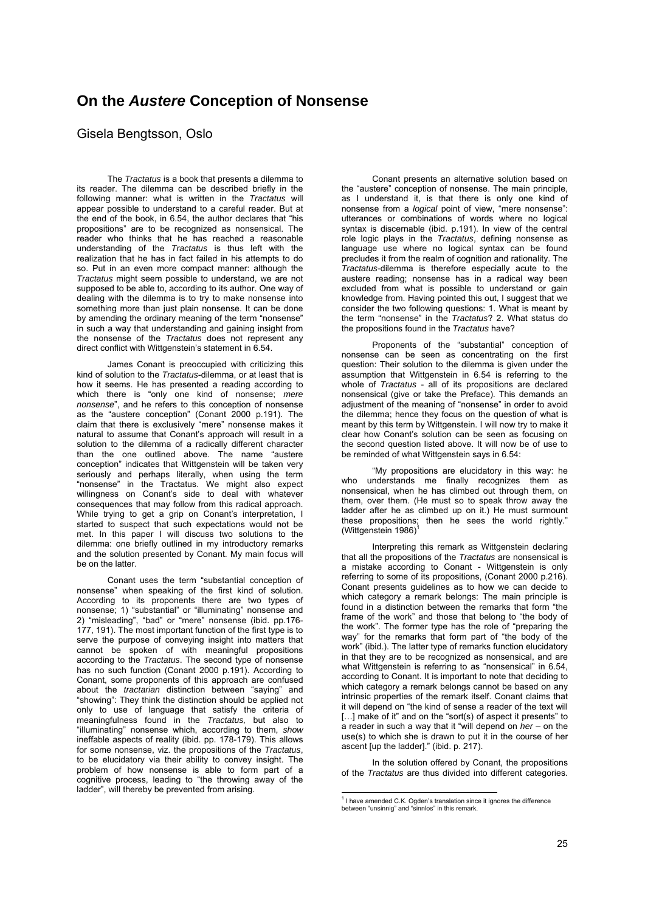# On the *Austere* Conception of Nonsense

Gisela Bengtsson, Oslo

The *Tractatus* is a book that presents a dilemma to its reader. The dilemma can be described briefly in the following manner: what is written in the *Tractatus* will appear possible to understand to a careful reader. But at the end of the book, in 6.54, the author declares that "his propositions" are to be recognized as nonsensical. The reader who thinks that he has reached a reasonable understanding of the *Tractatus* is thus left with the realization that he has in fact failed in his attempts to do so. Put in an even more compact manner: although the *Tractatus* might seem possible to understand, we are not supposed to be able to, according to its author. One way of dealing with the dilemma is to try to make nonsense into something more than just plain nonsense. It can be done by amending the ordinary meaning of the term "nonsense" in such a way that understanding and gaining insight from the nonsense of the *Tractatus* does not represent any direct conflict with Wittgenstein's statement in 6.54.

James Conant is preoccupied with criticizing this kind of solution to the *Tractatus*-dilemma, or at least that is how it seems. He has presented a reading according to which there is "only one kind of nonsense; *mere nonsense*", and he refers to this conception of nonsense as the "austere conception" (Conant 2000 p.191). The claim that there is exclusively "mere" nonsense makes it natural to assume that Conant's approach will result in a solution to the dilemma of a radically different character than the one outlined above. The name "austere conception" indicates that Wittgenstein will be taken very seriously and perhaps literally, when using the term "nonsense" in the Tractatus. We might also expect willingness on Conant's side to deal with whatever consequences that may follow from this radical approach. While trying to get a grip on Conant's interpretation, I started to suspect that such expectations would not be met. In this paper I will discuss two solutions to the dilemma: one briefly outlined in my introductory remarks and the solution presented by Conant. My main focus will be on the latter.

Conant uses the term "substantial conception of nonsense" when speaking of the first kind of solution. According to its proponents there are two types of nonsense; 1) "substantial" or "illuminating" nonsense and 2) "misleading", "bad" or "mere" nonsense (ibid. pp.176-177, 191). The most important function of the first type is to serve the purpose of conveying insight into matters that cannot be spoken of with meaningful propositions according to the *Tractatus*. The second type of nonsense has no such function (Conant 2000 p.191). According to Conant, some proponents of this approach are confused about the *tractarian* distinction between "saying" and "showing": They think the distinction should be applied not only to use of language that satisfy the criteria of meaningfulness found in the *Tractatus,* but also to "illuminating" nonsense which, according to them, *show* ineffable aspects of reality (ibid. pp. 178-179). This allows for some nonsense, viz. the propositions of the *Tractatus*, to be elucidatory via their ability to convey insight. The problem of how nonsense is able to form part of a cognitive process, leading to "the throwing away of the ladder", will thereby be prevented from arising.

Conant presents an alternative solution based on the "austere" conception of nonsense. The main principle, as I understand it, is that there is only one kind of nonsense from a *logical* point of view, "mere nonsense": utterances or combinations of words where no logical syntax is discernable (ibid. p.191). In view of the central role logic plays in the *Tractatus*, defining nonsense as language use where no logical syntax can be found precludes it from the realm of cognition and rationality. The *Tractatus*-dilemma is therefore especially acute to the austere reading; nonsense has in a radical way been excluded from what is possible to understand or gain knowledge from. Having pointed this out, I suggest that we consider the two following questions: 1. What is meant by the term "nonsense" in the *Tractatus*? 2. What status do the propositions found in the *Tractatus* have?

Proponents of the "substantial" conception of nonsense can be seen as concentrating on the first question: Their solution to the dilemma is given under the assumption that Wittgenstein in 6.54 is referring to the whole of *Tractatus* - all of its propositions are declared nonsensical (give or take the Preface). This demands an adjustment of the meaning of "nonsense" in order to avoid the dilemma; hence they focus on the question of what is meant by this term by Wittgenstein. I will now try to make it clear how Conant's solution can be seen as focusing on the second question listed above. It will now be of use to be reminded of what Wittgenstein says in 6.54:

"My propositions are elucidatory in this way: he who understands me finally recognizes them as nonsensical, when he has climbed out through them, on them, over them. (He must so to speak throw away the ladder after he as climbed up on it.) He must surmount these propositions; then he sees the world rightly." (Wittgenstein 1986)[1]

Interpreting this remark as Wittgenstein declaring that all the propositions of the *Tractatus* are nonsensical is a mistake according to Conant - Wittgenstein is only referring to some of its propositions, (Conant 2000 p.216). Conant presents guidelines as to how we can decide to which category a remark belongs: The main principle is found in a distinction between the remarks that form "the frame of the work" and those that belong to "the body of the work". The former type has the role of "preparing the way" for the remarks that form part of "the body of the work" (ibid.). The latter type of remarks function elucidatory in that they are to be recognized as nonsensical, and are what Wittgenstein is referring to as "nonsensical" in 6.54, according to Conant. It is important to note that deciding to which category a remark belongs cannot be based on any intrinsic properties of the remark itself. Conant claims that it will depend on "the kind of sense a reader of the text will [...] make of it" and on the "sort(s) of aspect it presents" to a reader in such a way that it "will depend on *her* – on the use(s) to which she is drawn to put it in the course of her ascent [up the ladder]." (ibid. p. 217).

In the solution offered by Conant, the propositions of the *Tractatus* are thus divided into different categories.

[1] I have amended C.K. Ogden's translation since it ignores the difference between "unsinnig" and "sinnlos" in this remark.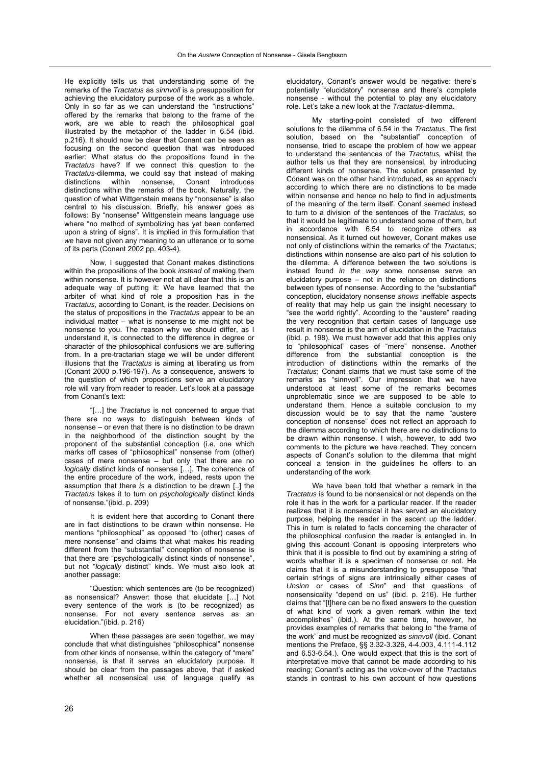He explicitly tells us that understanding some of the remarks of the *Tractatus* as *sinnvoll* is a presupposition for achieving the elucidatory purpose of the work as a whole. Only in so far as we can understand the "instructions" offered by the remarks that belong to the frame of the work, are we able to reach the philosophical goal illustrated by the metaphor of the ladder in 6.54 (ibid. p.216). It should now be clear that Conant can be seen as focusing on the second question that was introduced earlier: What status do the propositions found in the *Tractatus* have? If we connect this question to the *Tractatus*-dilemma, we could say that instead of making distinctions within nonsense, Conant introduces distinctions within the remarks of the book. Naturally, the question of what Wittgenstein means by "nonsense" is also central to his discussion. Briefly, his answer goes as follows: By "nonsense" Wittgenstein means language use where "no method of symbolizing has yet been conferred upon a string of signs". It is implied in this formulation that *we* have not given any meaning to an utterance or to some of its parts (Conant 2002 pp. 403-4).

Now, I suggested that Conant makes distinctions within the propositions of the book *instead* of making them within nonsense. It is however not at all clear that this is an adequate way of putting it: We have learned that the arbiter of what kind of role a proposition has in the *Tractatus*, according to Conant, is the reader. Decisions on the status of propositions in the *Tractatus* appear to be an individual matter – what is nonsense to me might not be nonsense to you. The reason why we should differ, as I understand it, is connected to the difference in degree or character of the philosophical confusions we are suffering from. In a pre-tractarian stage we will be under different illusions that the *Tractatus* is aiming at liberating us from (Conant 2000 p.196-197). As a consequence, answers to the question of which propositions serve an elucidatory role will vary from reader to reader. Let's look at a passage from Conant's text:

"[…] the *Tractatus* is not concerned to argue that there are no ways to distinguish between kinds of nonsense – or even that there is no distinction to be drawn in the neighborhood of the distinction sought by the proponent of the substantial conception (i.e. one which marks off cases of "philosophical" nonsense from (other) cases of mere nonsense – but only that there are no *logically* distinct kinds of nonsense […]. The coherence of the entire procedure of the work, indeed, rests upon the assumption that there *is* a distinction to be drawn [..] the *Tractatus* takes it to turn on *psychologically* distinct kinds of nonsense."(ibid. p. 209)

It is evident here that according to Conant there are in fact distinctions to be drawn within nonsense. He mentions "philosophical" as opposed "to (other) cases of mere nonsense" and claims that what makes his reading different from the "substantial" conception of nonsense is that there are "psychologically distinct kinds of nonsense", but not "*logically* distinct" kinds. We must also look at another passage:

"Question: which sentences are (to be recognized) as nonsensical? Answer: those that elucidate […] Not every sentence of the work is (to be recognized) as nonsense. For not every sentence serves as an elucidation."(ibid. p. 216)

When these passages are seen together, we may conclude that what distinguishes "philosophical" nonsense from other kinds of nonsense, within the category of "mere" nonsense, is that it serves an elucidatory purpose. It should be clear from the passages above, that if asked whether all nonsensical use of language qualify as elucidatory, Conant's answer would be negative: there's potentially "elucidatory" nonsense and there's complete nonsense - without the potential to play any elucidatory role. Let's take a new look at the *Tractatus*-dilemma.

My starting-point consisted of two different solutions to the dilemma of 6.54 in the *Tractatus*. The first solution, based on the "substantial" conception of nonsense, tried to escape the problem of how we appear to understand the sentences of the *Tractatus,* whilst the author tells us that they are nonsensical, by introducing different kinds of nonsense. The solution presented by Conant was on the other hand introduced, as an approach according to which there are no distinctions to be made within nonsense and hence no help to find in adjustments of the meaning of the term itself. Conant seemed instead to turn to a division of the sentences of the *Tractatus,* so that it would be legitimate to understand some of them, but in accordance with 6.54 to recognize others as nonsensical. As it turned out however, Conant makes use not only of distinctions within the remarks of the *Tractatus*; distinctions within nonsense are also part of his solution to the dilemma. A difference between the two solutions is instead found *in the way* some nonsense serve an elucidatory purpose – not in the reliance on distinctions between types of nonsense. According to the "substantial" conception, elucidatory nonsense *shows* ineffable aspects of reality that may help us gain the insight necessary to "see the world rightly". According to the "austere" reading the very recognition that certain cases of language use result in nonsense is the aim of elucidation in the *Tractatus* (ibid. p. 198). We must however add that this applies only to "philosophical" cases of "mere" nonsense. Another difference from the substantial conception is the introduction of distinctions within the remarks of the *Tractatus*; Conant claims that we must take some of the remarks as "sinnvoll". Our impression that we have understood at least some of the remarks becomes unproblematic since we are supposed to be able to understand them. Hence a suitable conclusion to my discussion would be to say that the name "austere conception of nonsense" does not reflect an approach to the dilemma according to which there are no distinctions to be drawn within nonsense. I wish, however, to add two comments to the picture we have reached. They concern aspects of Conant's solution to the dilemma that might conceal a tension in the guidelines he offers to an understanding of the work.

We have been told that whether a remark in the *Tractatus* is found to be nonsensical or not depends on the role it has in the work for a particular reader. If the reader realizes that it is nonsensical it has served an elucidatory purpose, helping the reader in the ascent up the ladder. This in turn is related to facts concerning the character of the philosophical confusion the reader is entangled in. In giving this account Conant is opposing interpreters who think that it is possible to find out by examining a string of words whether it is a specimen of nonsense or not. He claims that it is a misunderstanding to presuppose "that certain strings of signs are intrinsically either cases of *Unsinn* or cases of *Sinn*" and that questions of nonsensicality "depend on us" (ibid. p. 216). He further claims that "[t]here can be no fixed answers to the question of what kind of work a given remark within the text accomplishes" (ibid.). At the same time, however, he provides examples of remarks that belong to "the frame of the work" and must be recognized as *sinnvoll* (ibid. Conant mentions the Preface, §§ 3.32-3.326, 4-4.003, 4.111-4.112 and 6.53-6.54.). One would expect that this is the sort of interpretative move that cannot be made according to his reading; Conant's acting as the *voice-over* of the *Tractatus* stands in contrast to his own account of how questions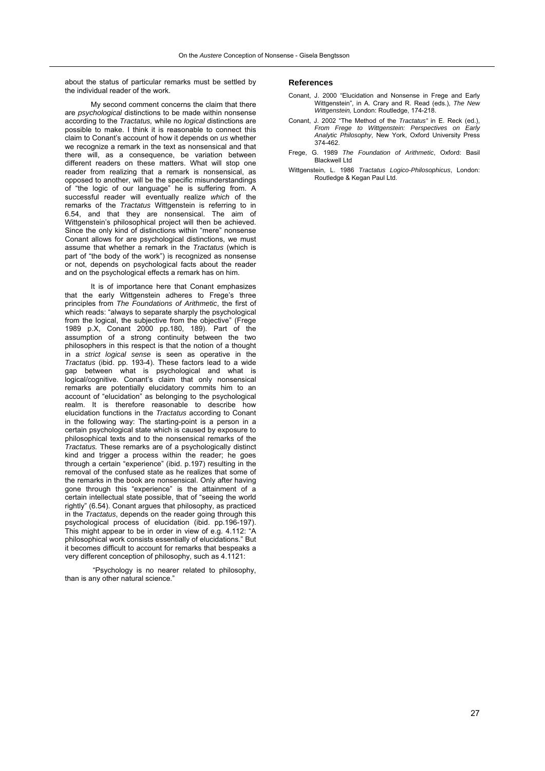about the status of particular remarks must be settled by the individual reader of the work.

My second comment concerns the claim that there are *psychological* distinctions to be made within nonsense according to the *Tractatus,* while no *logical* distinctions are possible to make. I think it is reasonable to connect this claim to Conant's account of how it depends on *us* whether we recognize a remark in the text as nonsensical and that there will, as a consequence, be variation between different readers on these matters. What will stop one reader from realizing that a remark is nonsensical, as opposed to another, will be the specific misunderstandings of "the logic of our language" he is suffering from. A successful reader will eventually realize *which* of the remarks of the *Tractatus* Wittgenstein is referring to in 6.54, and that they are nonsensical. The aim of Wittgenstein's philosophical project will then be achieved. Since the only kind of distinctions within "mere" nonsense Conant allows for are psychological distinctions, we must assume that whether a remark in the *Tractatus* (which is part of "the body of the work") is recognized as nonsense or not, depends on psychological facts about the reader and on the psychological effects a remark has on him.

It is of importance here that Conant emphasizes that the early Wittgenstein adheres to Frege's three principles from *The Foundations of Arithmetic*, the first of which reads: "always to separate sharply the psychological from the logical, the subjective from the objective" (Frege 1989 p.X, Conant 2000 pp.180, 189). Part of the assumption of a strong continuity between the two philosophers in this respect is that the notion of a thought in a *strict logical sense* is seen as operative in the *Tractatus* (ibid. pp. 193-4). These factors lead to a wide gap between what is psychological and what is logical/cognitive. Conant's claim that only nonsensical remarks are potentially elucidatory commits him to an account of "elucidation" as belonging to the psychological realm. It is therefore reasonable to describe how elucidation functions in the *Tractatus* according to Conant in the following way: The starting-point is a person in a certain psychological state which is caused by exposure to philosophical texts and to the nonsensical remarks of the *Tractatus.* These remarks are of a psychologically distinct kind and trigger a process within the reader; he goes through a certain "experience" (ibid. p.197) resulting in the removal of the confused state as he realizes that some of the remarks in the book are nonsensical. Only after having gone through this "experience" is the attainment of a certain intellectual state possible, that of "seeing the world rightly" (6.54). Conant argues that philosophy, as practiced in the *Tractatus*, depends on the reader going through this psychological process of elucidation (ibid. pp.196-197). This might appear to be in order in view of e.g. 4.112: "A philosophical work consists essentially of elucidations." But it becomes difficult to account for remarks that bespeaks a very different conception of philosophy, such as 4.1121:

"Psychology is no nearer related to philosophy, than is any other natural science."

## References

Conant, J. 2000 "Elucidation and Nonsense in Frege and Early Wittgenstein", in A. Crary and R. Read (eds.), *The New Wittgenstein,* London: Routledge, 174-218.

Conant, J. 2002 "The Method of the *Tractatus*" in E. Reck (ed.), *From Frege to Wittgenstein: Perspectives on Early Analytic Philosophy*, New York, Oxford University Press 374-462.

Frege, G. 1989 *The Foundation of Arithmetic*, Oxford: Basil Blackwell Ltd

Wittgenstein, L. 1986 *Tractatus Logico-Philosophicus*, London: Routledge & Kegan Paul Ltd.